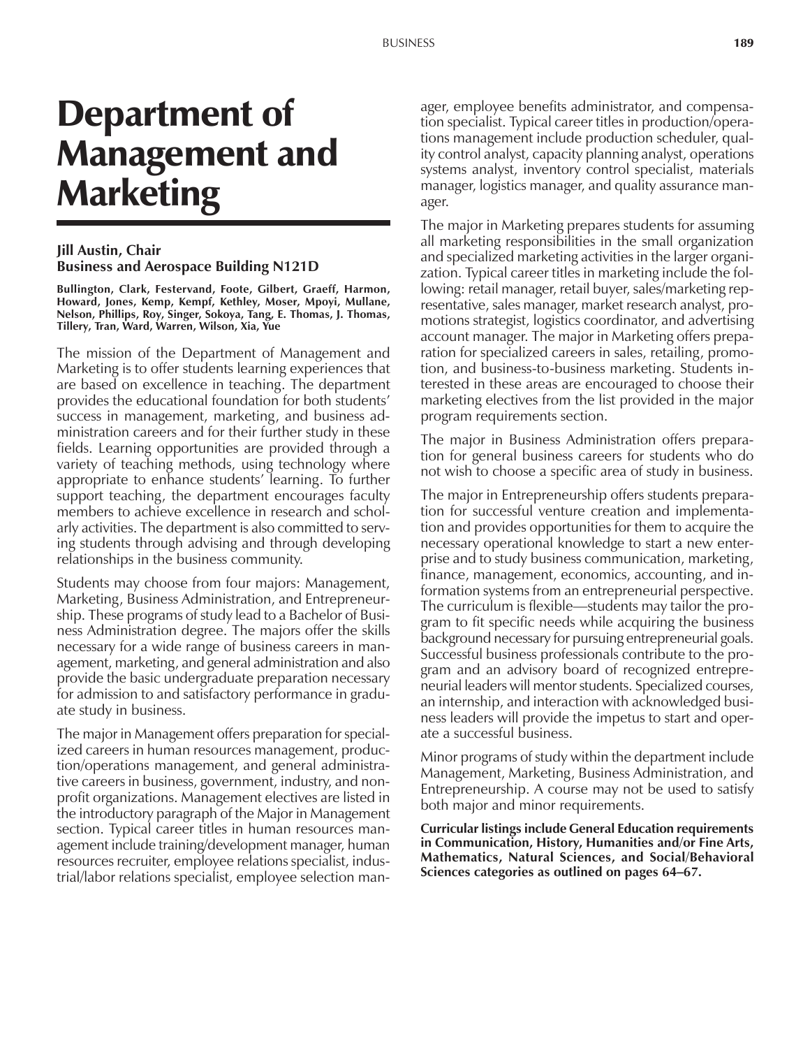# Department of Management and Marketing

**Jill Austin, Chair**
**Business and Aerospace Building N121D**

**Bullington, Clark, Festervand, Foote, Gilbert, Graeff, Harmon, Howard, Jones, Kemp, Kempf, Kethley, Moser, Mpoyi, Mullane, Nelson, Phillips, Roy, Singer, Sokoya, Tang, E. Thomas, J. Thomas, Tillery, Tran, Ward, Warren, Wilson, Xia, Yue**

The mission of the Department of Management and Marketing is to offer students learning experiences that are based on excellence in teaching. The department provides the educational foundation for both students' success in management, marketing, and business administration careers and for their further study in these fields. Learning opportunities are provided through a variety of teaching methods, using technology where appropriate to enhance students' learning. To further support teaching, the department encourages faculty members to achieve excellence in research and scholarly activities. The department is also committed to serving students through advising and through developing relationships in the business community.

Students may choose from four majors: Management, Marketing, Business Administration, and Entrepreneurship. These programs of study lead to a Bachelor of Business Administration degree. The majors offer the skills necessary for a wide range of business careers in management, marketing, and general administration and also provide the basic undergraduate preparation necessary for admission to and satisfactory performance in graduate study in business.

The major in Management offers preparation for specialized careers in human resources management, production/operations management, and general administrative careers in business, government, industry, and nonprofit organizations. Management electives are listed in the introductory paragraph of the Major in Management section. Typical career titles in human resources management include training/development manager, human resources recruiter, employee relations specialist, industrial/labor relations specialist, employee selection manager, employee benefits administrator, and compensation specialist. Typical career titles in production/operations management include production scheduler, quality control analyst, capacity planning analyst, operations systems analyst, inventory control specialist, materials manager, logistics manager, and quality assurance manager.

The major in Marketing prepares students for assuming all marketing responsibilities in the small organization and specialized marketing activities in the larger organization. Typical career titles in marketing include the following: retail manager, retail buyer, sales/marketing representative, sales manager, market research analyst, promotions strategist, logistics coordinator, and advertising account manager. The major in Marketing offers preparation for specialized careers in sales, retailing, promotion, and business-to-business marketing. Students interested in these areas are encouraged to choose their marketing electives from the list provided in the major program requirements section.

The major in Business Administration offers preparation for general business careers for students who do not wish to choose a specific area of study in business.

The major in Entrepreneurship offers students preparation for successful venture creation and implementation and provides opportunities for them to acquire the necessary operational knowledge to start a new enterprise and to study business communication, marketing, finance, management, economics, accounting, and information systems from an entrepreneurial perspective. The curriculum is flexible—students may tailor the program to fit specific needs while acquiring the business background necessary for pursuing entrepreneurial goals. Successful business professionals contribute to the program and an advisory board of recognized entrepreneurial leaders will mentor students. Specialized courses, an internship, and interaction with acknowledged business leaders will provide the impetus to start and operate a successful business.

Minor programs of study within the department include Management, Marketing, Business Administration, and Entrepreneurship. A course may not be used to satisfy both major and minor requirements.

**Curricular listings include General Education requirements in Communication, History, Humanities and/or Fine Arts, Mathematics, Natural Sciences, and Social/Behavioral Sciences categories as outlined on pages 64–67.**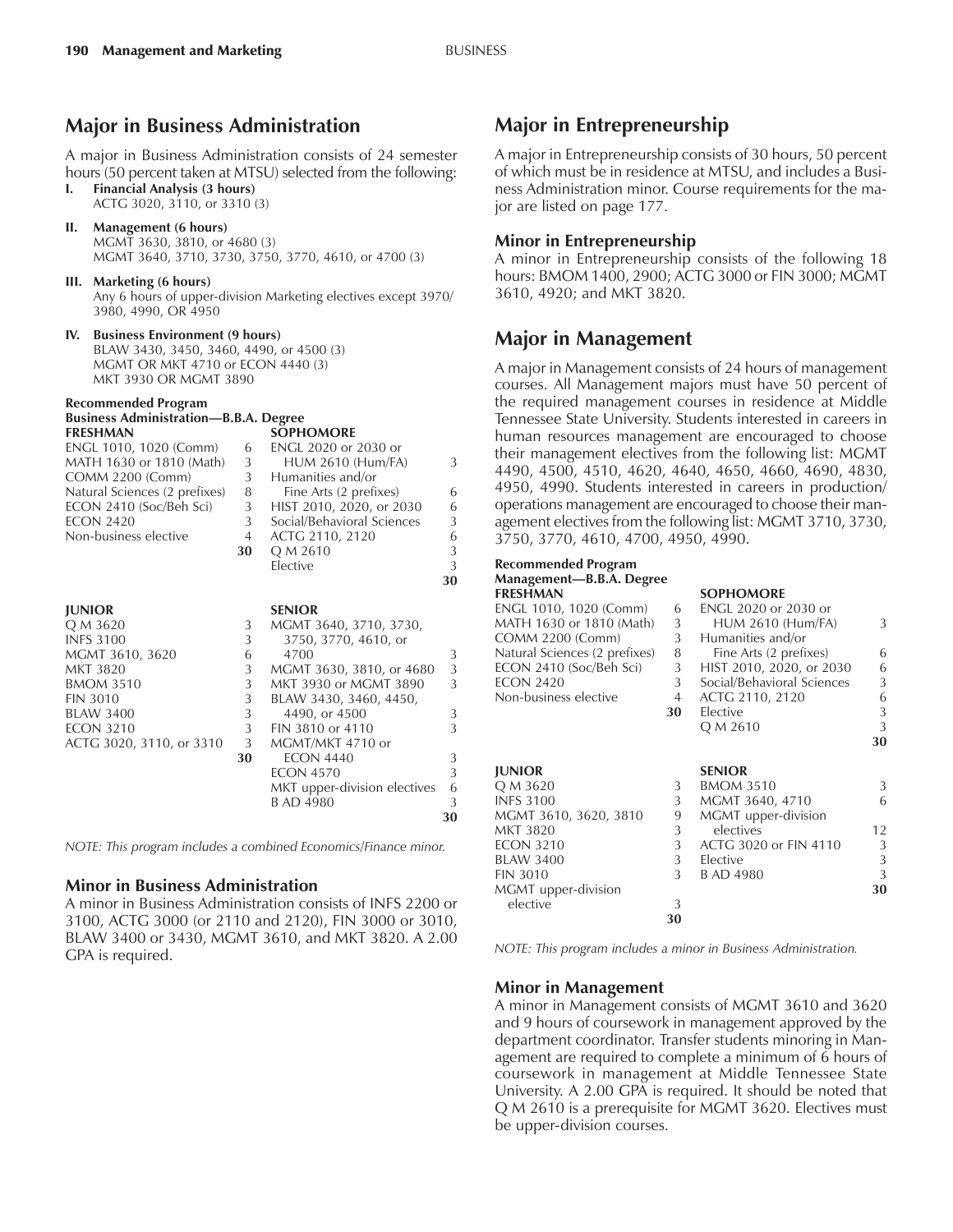## Major in Business Administration

A major in Business Administration consists of 24 semester hours (50 percent taken at MTSU) selected from the following:

**I. Financial Analysis (3 hours)**
ACTG 3020, 3110, or 3310 (3)

**II. Management (6 hours)**
MGMT 3630, 3810, or 4680 (3)
MGMT 3640, 3710, 3730, 3750, 3770, 4610, or 4700 (3)

**III. Marketing (6 hours)**
Any 6 hours of upper-division Marketing electives except 3970/3980, 4990, OR 4950

**IV. Business Environment (9 hours)**
BLAW 3430, 3450, 3460, 4490, or 4500 (3)
MGMT OR MKT 4710 or ECON 4440 (3)
MKT 3930 OR MGMT 3890

**Recommended Program**
**Business Administration—B.B.A. Degree**

| FRESHMAN | | SOPHOMORE | |
|---|---|---|---|
| ENGL 1010, 1020 (Comm) | 6 | ENGL 2020 or 2030 or HUM 2610 (Hum/FA) | 3 |
| MATH 1630 or 1810 (Math) | 3 | Humanities and/or Fine Arts (2 prefixes) | 6 |
| COMM 2200 (Comm) | 3 | HIST 2010, 2020, or 2030 | 6 |
| Natural Sciences (2 prefixes) | 8 | Social/Behavioral Sciences | 3 |
| ECON 2410 (Soc/Beh Sci) | 3 | ACTG 2110, 2120 | 6 |
| ECON 2420 | 3 | Q M 2610 | 3 |
| Non-business elective | 4 | Elective | 3 |
| | **30** | | **30** |

| JUNIOR | | SENIOR | |
|---|---|---|---|
| Q M 3620 | 3 | MGMT 3640, 3710, 3730, 3750, 3770, 4610, or 4700 | 3 |
| INFS 3100 | 3 | MGMT 3630, 3810, or 4680 | 3 |
| MGMT 3610, 3620 | 6 | MKT 3930 or MGMT 3890 | 3 |
| MKT 3820 | 3 | BLAW 3430, 3460, 4450, 4490, or 4500 | 3 |
| BMOM 3510 | 3 | FIN 3810 or 4110 | 3 |
| FIN 3010 | 3 | MGMT/MKT 4710 or ECON 4440 | 3 |
| BLAW 3400 | 3 | ECON 4570 | 3 |
| ECON 3210 | 3 | MKT upper-division electives | 6 |
| ACTG 3020, 3110, or 3310 | 3 | B AD 4980 | 3 |
| | **30** | | **30** |

*NOTE: This program includes a combined Economics/Finance minor.*

### Minor in Business Administration

A minor in Business Administration consists of INFS 2200 or 3100, ACTG 3000 (or 2110 and 2120), FIN 3000 or 3010, BLAW 3400 or 3430, MGMT 3610, and MKT 3820. A 2.00 GPA is required.

## Major in Entrepreneurship

A major in Entrepreneurship consists of 30 hours, 50 percent of which must be in residence at MTSU, and includes a Business Administration minor. Course requirements for the major are listed on page 177.

### Minor in Entrepreneurship

A minor in Entrepreneurship consists of the following 18 hours: BMOM 1400, 2900; ACTG 3000 or FIN 3000; MGMT 3610, 4920; and MKT 3820.

## Major in Management

A major in Management consists of 24 hours of management courses. All Management majors must have 50 percent of the required management courses in residence at Middle Tennessee State University. Students interested in careers in human resources management are encouraged to choose their management electives from the following list: MGMT 4490, 4500, 4510, 4620, 4640, 4650, 4660, 4690, 4830, 4950, 4990. Students interested in careers in production/operations management are encouraged to choose their management electives from the following list: MGMT 3710, 3730, 3750, 3770, 4610, 4700, 4950, 4990.

**Recommended Program**
**Management—B.B.A. Degree**

| FRESHMAN | | SOPHOMORE | |
|---|---|---|---|
| ENGL 1010, 1020 (Comm) | 6 | ENGL 2020 or 2030 or HUM 2610 (Hum/FA) | 3 |
| MATH 1630 or 1810 (Math) | 3 | Humanities and/or Fine Arts (2 prefixes) | 6 |
| COMM 2200 (Comm) | 3 | HIST 2010, 2020, or 2030 | 6 |
| Natural Sciences (2 prefixes) | 8 | Social/Behavioral Sciences | 3 |
| ECON 2410 (Soc/Beh Sci) | 3 | ACTG 2110, 2120 | 6 |
| ECON 2420 | 3 | Elective | 3 |
| Non-business elective | 4 | Q M 2610 | 3 |
| | **30** | | **30** |

| JUNIOR | | SENIOR | |
|---|---|---|---|
| Q M 3620 | 3 | BMOM 3510 | 3 |
| INFS 3100 | 3 | MGMT 3640, 4710 | 6 |
| MGMT 3610, 3620, 3810 | 9 | MGMT upper-division electives | 12 |
| MKT 3820 | 3 | ACTG 3020 or FIN 4110 | 3 |
| ECON 3210 | 3 | Elective | 3 |
| BLAW 3400 | 3 | B AD 4980 | 3 |
| FIN 3010 | 3 | | **30** |
| MGMT upper-division elective | 3 | | |
| | **30** | | |

*NOTE: This program includes a minor in Business Administration.*

### Minor in Management

A minor in Management consists of MGMT 3610 and 3620 and 9 hours of coursework in management approved by the department coordinator. Transfer students minoring in Management are required to complete a minimum of 6 hours of coursework in management at Middle Tennessee State University. A 2.00 GPA is required. It should be noted that Q M 2610 is a prerequisite for MGMT 3620. Electives must be upper-division courses.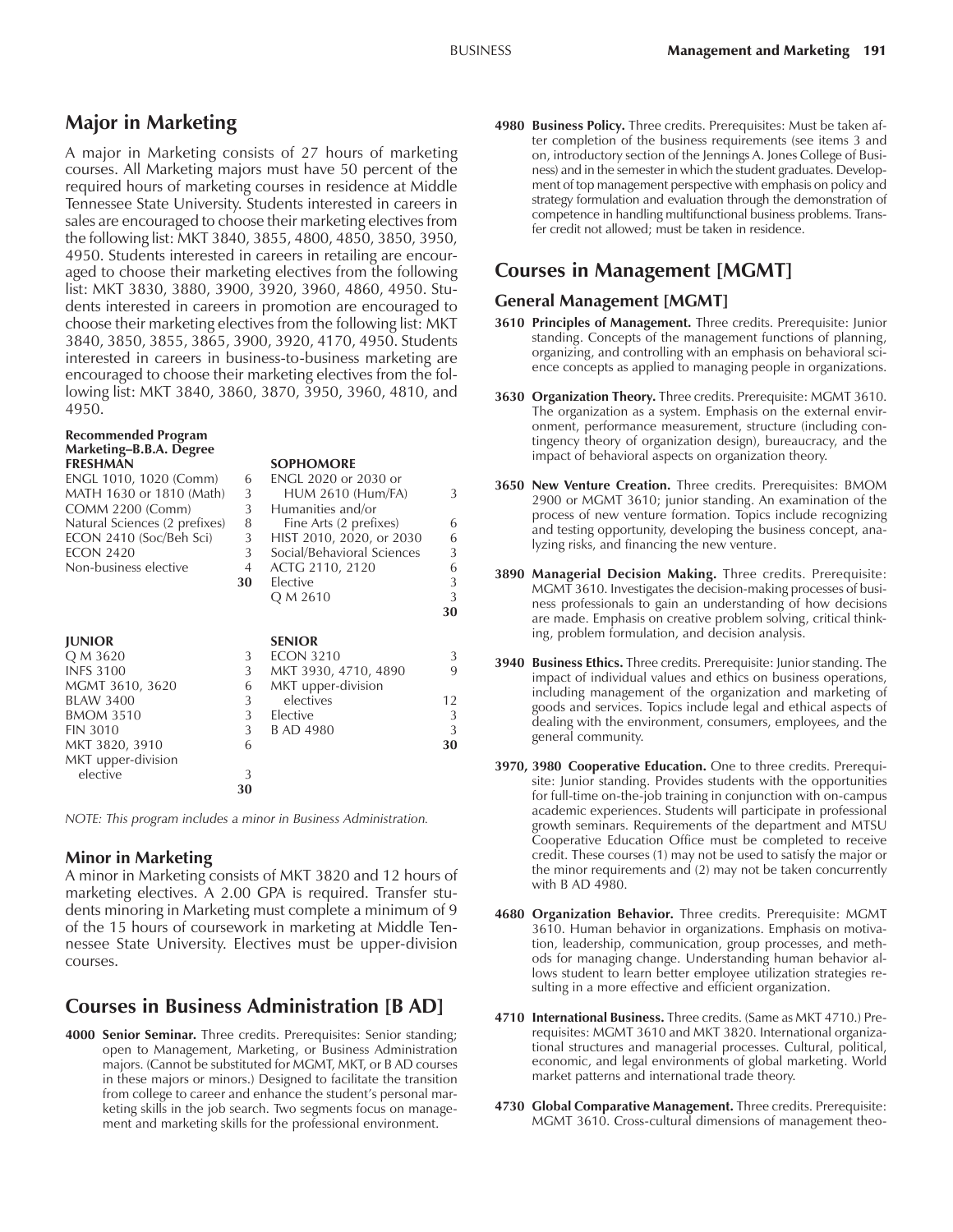## Major in Marketing

A major in Marketing consists of 27 hours of marketing courses. All Marketing majors must have 50 percent of the required hours of marketing courses in residence at Middle Tennessee State University. Students interested in careers in sales are encouraged to choose their marketing electives from the following list: MKT 3840, 3855, 4800, 4850, 3850, 3950, 4950. Students interested in careers in retailing are encouraged to choose their marketing electives from the following list: MKT 3830, 3880, 3900, 3920, 3960, 4860, 4950. Students interested in careers in promotion are encouraged to choose their marketing electives from the following list: MKT 3840, 3850, 3855, 3865, 3900, 3920, 4170, 4950. Students interested in careers in business-to-business marketing are encouraged to choose their marketing electives from the following list: MKT 3840, 3860, 3870, 3950, 3960, 4810, and 4950.

**Recommended Program**
**Marketing–B.B.A. Degree**

| FRESHMAN | | SOPHOMORE | |
|---|---|---|---|
| ENGL 1010, 1020 (Comm) | 6 | ENGL 2020 or 2030 or HUM 2610 (Hum/FA) | 3 |
| MATH 1630 or 1810 (Math) | 3 | Humanities and/or Fine Arts (2 prefixes) | 6 |
| COMM 2200 (Comm) | 3 | HIST 2010, 2020, or 2030 | 6 |
| Natural Sciences (2 prefixes) | 8 | Social/Behavioral Sciences | 3 |
| ECON 2410 (Soc/Beh Sci) | 3 | ACTG 2110, 2120 | 6 |
| ECON 2420 | 3 | Elective | 3 |
| Non-business elective | 4 | Q M 2610 | 3 |
| | **30** | | **30** |

| JUNIOR | | SENIOR | |
|---|---|---|---|
| Q M 3620 | 3 | ECON 3210 | 3 |
| INFS 3100 | 3 | MKT 3930, 4710, 4890 | 9 |
| MGMT 3610, 3620 | 6 | MKT upper-division electives | 12 |
| BLAW 3400 | 3 | Elective | 3 |
| BMOM 3510 | 3 | B AD 4980 | 3 |
| FIN 3010 | 3 | | **30** |
| MKT 3820, 3910 | 6 | | |
| MKT upper-division elective | 3 | | |
| | **30** | | |

*NOTE: This program includes a minor in Business Administration.*

### Minor in Marketing

A minor in Marketing consists of MKT 3820 and 12 hours of marketing electives. A 2.00 GPA is required. Transfer students minoring in Marketing must complete a minimum of 9 of the 15 hours of coursework in marketing at Middle Tennessee State University. Electives must be upper-division courses.

## Courses in Business Administration [B AD]

**4000 Senior Seminar.** Three credits. Prerequisites: Senior standing; open to Management, Marketing, or Business Administration majors. (Cannot be substituted for MGMT, MKT, or B AD courses in these majors or minors.) Designed to facilitate the transition from college to career and enhance the student's personal marketing skills in the job search. Two segments focus on management and marketing skills for the professional environment.

**4980 Business Policy.** Three credits. Prerequisites: Must be taken after completion of the business requirements (see items 3 and on, introductory section of the Jennings A. Jones College of Business) and in the semester in which the student graduates. Development of top management perspective with emphasis on policy and strategy formulation and evaluation through the demonstration of competence in handling multifunctional business problems. Transfer credit not allowed; must be taken in residence.

## Courses in Management [MGMT]

### General Management [MGMT]

**3610 Principles of Management.** Three credits. Prerequisite: Junior standing. Concepts of the management functions of planning, organizing, and controlling with an emphasis on behavioral science concepts as applied to managing people in organizations.

**3630 Organization Theory.** Three credits. Prerequisite: MGMT 3610. The organization as a system. Emphasis on the external environment, performance measurement, structure (including contingency theory of organization design), bureaucracy, and the impact of behavioral aspects on organization theory.

**3650 New Venture Creation.** Three credits. Prerequisites: BMOM 2900 or MGMT 3610; junior standing. An examination of the process of new venture formation. Topics include recognizing and testing opportunity, developing the business concept, analyzing risks, and financing the new venture.

**3890 Managerial Decision Making.** Three credits. Prerequisite: MGMT 3610. Investigates the decision-making processes of business professionals to gain an understanding of how decisions are made. Emphasis on creative problem solving, critical thinking, problem formulation, and decision analysis.

**3940 Business Ethics.** Three credits. Prerequisite: Junior standing. The impact of individual values and ethics on business operations, including management of the organization and marketing of goods and services. Topics include legal and ethical aspects of dealing with the environment, consumers, employees, and the general community.

**3970, 3980 Cooperative Education.** One to three credits. Prerequisite: Junior standing. Provides students with the opportunities for full-time on-the-job training in conjunction with on-campus academic experiences. Students will participate in professional growth seminars. Requirements of the department and MTSU Cooperative Education Office must be completed to receive credit. These courses (1) may not be used to satisfy the major or the minor requirements and (2) may not be taken concurrently with B AD 4980.

**4680 Organization Behavior.** Three credits. Prerequisite: MGMT 3610. Human behavior in organizations. Emphasis on motivation, leadership, communication, group processes, and methods for managing change. Understanding human behavior allows student to learn better employee utilization strategies resulting in a more effective and efficient organization.

**4710 International Business.** Three credits. (Same as MKT 4710.) Prerequisites: MGMT 3610 and MKT 3820. International organizational structures and managerial processes. Cultural, political, economic, and legal environments of global marketing. World market patterns and international trade theory.

**4730 Global Comparative Management.** Three credits. Prerequisite: MGMT 3610. Cross-cultural dimensions of management theo-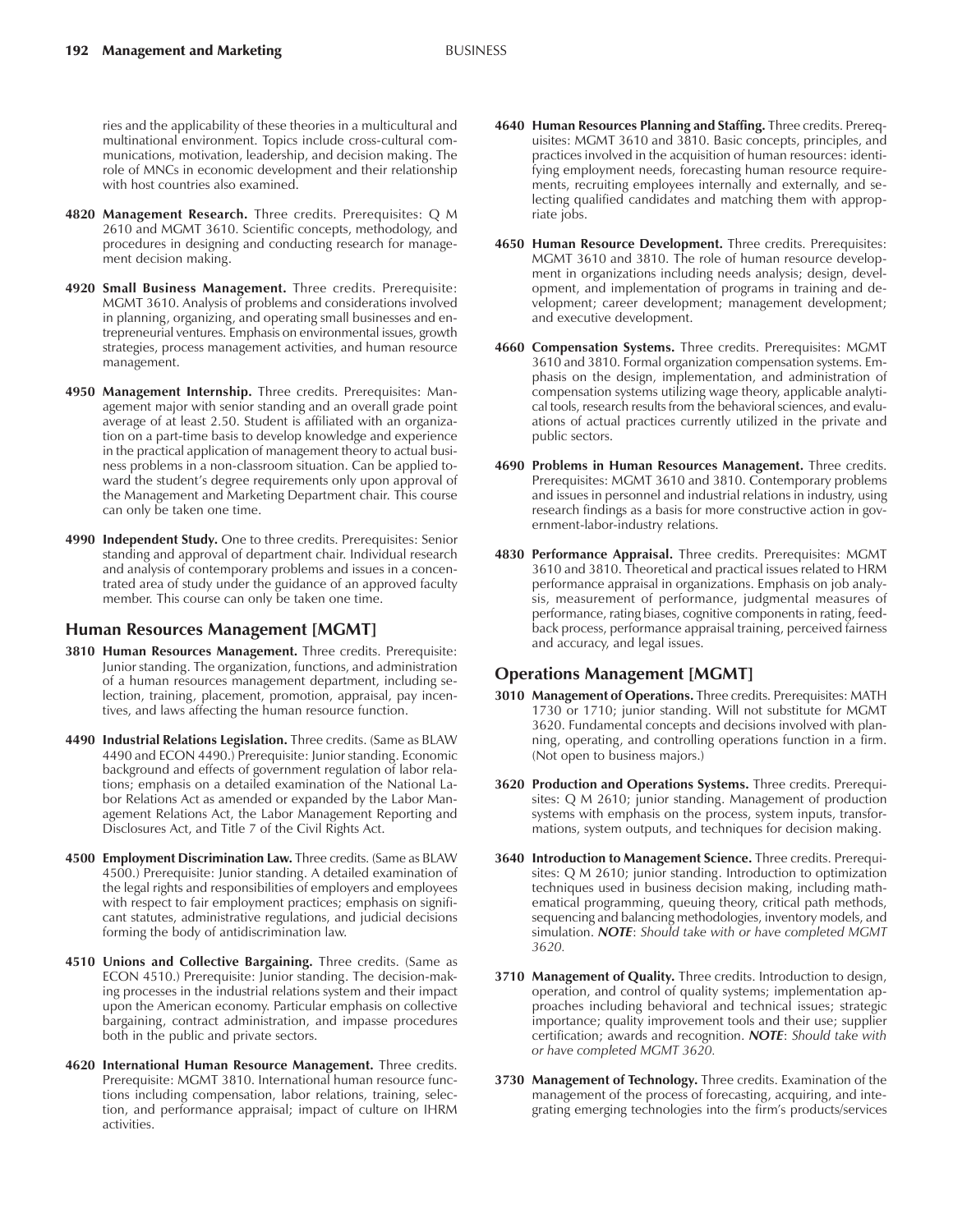ries and the applicability of these theories in a multicultural and multinational environment. Topics include cross-cultural communications, motivation, leadership, and decision making. The role of MNCs in economic development and their relationship with host countries also examined.

**4820 Management Research.** Three credits. Prerequisites: Q M 2610 and MGMT 3610. Scientific concepts, methodology, and procedures in designing and conducting research for management decision making.

**4920 Small Business Management.** Three credits. Prerequisite: MGMT 3610. Analysis of problems and considerations involved in planning, organizing, and operating small businesses and entrepreneurial ventures. Emphasis on environmental issues, growth strategies, process management activities, and human resource management.

**4950 Management Internship.** Three credits. Prerequisites: Management major with senior standing and an overall grade point average of at least 2.50. Student is affiliated with an organization on a part-time basis to develop knowledge and experience in the practical application of management theory to actual business problems in a non-classroom situation. Can be applied toward the student's degree requirements only upon approval of the Management and Marketing Department chair. This course can only be taken one time.

**4990 Independent Study.** One to three credits. Prerequisites: Senior standing and approval of department chair. Individual research and analysis of contemporary problems and issues in a concentrated area of study under the guidance of an approved faculty member. This course can only be taken one time.

## Human Resources Management [MGMT]

**3810 Human Resources Management.** Three credits. Prerequisite: Junior standing. The organization, functions, and administration of a human resources management department, including selection, training, placement, promotion, appraisal, pay incentives, and laws affecting the human resource function.

**4490 Industrial Relations Legislation.** Three credits. (Same as BLAW 4490 and ECON 4490.) Prerequisite: Junior standing. Economic background and effects of government regulation of labor relations; emphasis on a detailed examination of the National Labor Relations Act as amended or expanded by the Labor Management Relations Act, the Labor Management Reporting and Disclosures Act, and Title 7 of the Civil Rights Act.

**4500 Employment Discrimination Law.** Three credits. (Same as BLAW 4500.) Prerequisite: Junior standing. A detailed examination of the legal rights and responsibilities of employers and employees with respect to fair employment practices; emphasis on significant statutes, administrative regulations, and judicial decisions forming the body of antidiscrimination law.

**4510 Unions and Collective Bargaining.** Three credits. (Same as ECON 4510.) Prerequisite: Junior standing. The decision-making processes in the industrial relations system and their impact upon the American economy. Particular emphasis on collective bargaining, contract administration, and impasse procedures both in the public and private sectors.

**4620 International Human Resource Management.** Three credits. Prerequisite: MGMT 3810. International human resource functions including compensation, labor relations, training, selection, and performance appraisal; impact of culture on IHRM activities.

**4640 Human Resources Planning and Staffing.** Three credits. Prerequisites: MGMT 3610 and 3810. Basic concepts, principles, and practices involved in the acquisition of human resources: identifying employment needs, forecasting human resource requirements, recruiting employees internally and externally, and selecting qualified candidates and matching them with appropriate jobs.

**4650 Human Resource Development.** Three credits. Prerequisites: MGMT 3610 and 3810. The role of human resource development in organizations including needs analysis; design, development, and implementation of programs in training and development; career development; management development; and executive development.

**4660 Compensation Systems.** Three credits. Prerequisites: MGMT 3610 and 3810. Formal organization compensation systems. Emphasis on the design, implementation, and administration of compensation systems utilizing wage theory, applicable analytical tools, research results from the behavioral sciences, and evaluations of actual practices currently utilized in the private and public sectors.

**4690 Problems in Human Resources Management.** Three credits. Prerequisites: MGMT 3610 and 3810. Contemporary problems and issues in personnel and industrial relations in industry, using research findings as a basis for more constructive action in government-labor-industry relations.

**4830 Performance Appraisal.** Three credits. Prerequisites: MGMT 3610 and 3810. Theoretical and practical issues related to HRM performance appraisal in organizations. Emphasis on job analysis, measurement of performance, judgmental measures of performance, rating biases, cognitive components in rating, feedback process, performance appraisal training, perceived fairness and accuracy, and legal issues.

## Operations Management [MGMT]

**3010 Management of Operations.** Three credits. Prerequisites: MATH 1730 or 1710; junior standing. Will not substitute for MGMT 3620. Fundamental concepts and decisions involved with planning, operating, and controlling operations function in a firm. (Not open to business majors.)

**3620 Production and Operations Systems.** Three credits. Prerequisites: Q M 2610; junior standing. Management of production systems with emphasis on the process, system inputs, transformations, system outputs, and techniques for decision making.

**3640 Introduction to Management Science.** Three credits. Prerequisites: Q M 2610; junior standing. Introduction to optimization techniques used in business decision making, including mathematical programming, queuing theory, critical path methods, sequencing and balancing methodologies, inventory models, and simulation. ***NOTE***: *Should take with or have completed MGMT 3620.*

**3710 Management of Quality.** Three credits. Introduction to design, operation, and control of quality systems; implementation approaches including behavioral and technical issues; strategic importance; quality improvement tools and their use; supplier certification; awards and recognition. ***NOTE***: *Should take with or have completed MGMT 3620.*

**3730 Management of Technology.** Three credits. Examination of the management of the process of forecasting, acquiring, and integrating emerging technologies into the firm's products/services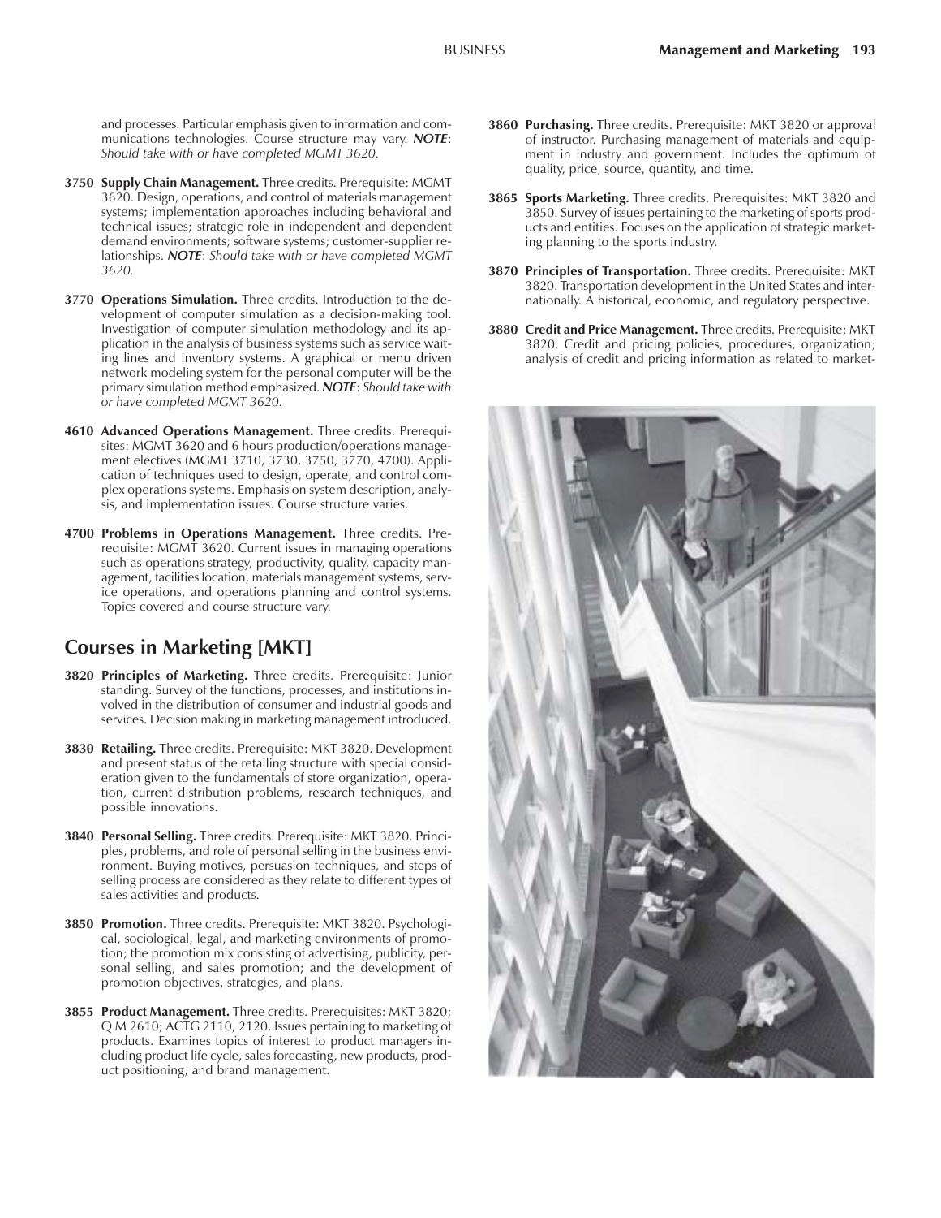and processes. Particular emphasis given to information and communications technologies. Course structure may vary. ***NOTE***: *Should take with or have completed MGMT 3620.*

**3750 Supply Chain Management.** Three credits. Prerequisite: MGMT 3620. Design, operations, and control of materials management systems; implementation approaches including behavioral and technical issues; strategic role in independent and dependent demand environments; software systems; customer-supplier relationships. ***NOTE***: *Should take with or have completed MGMT 3620.*

**3770 Operations Simulation.** Three credits. Introduction to the development of computer simulation as a decision-making tool. Investigation of computer simulation methodology and its application in the analysis of business systems such as service waiting lines and inventory systems. A graphical or menu driven network modeling system for the personal computer will be the primary simulation method emphasized. ***NOTE***: *Should take with or have completed MGMT 3620.*

**4610 Advanced Operations Management.** Three credits. Prerequisites: MGMT 3620 and 6 hours production/operations management electives (MGMT 3710, 3730, 3750, 3770, 4700). Application of techniques used to design, operate, and control complex operations systems. Emphasis on system description, analysis, and implementation issues. Course structure varies.

**4700 Problems in Operations Management.** Three credits. Prerequisite: MGMT 3620. Current issues in managing operations such as operations strategy, productivity, quality, capacity management, facilities location, materials management systems, service operations, and operations planning and control systems. Topics covered and course structure vary.

## Courses in Marketing [MKT]

**3820 Principles of Marketing.** Three credits. Prerequisite: Junior standing. Survey of the functions, processes, and institutions involved in the distribution of consumer and industrial goods and services. Decision making in marketing management introduced.

**3830 Retailing.** Three credits. Prerequisite: MKT 3820. Development and present status of the retailing structure with special consideration given to the fundamentals of store organization, operation, current distribution problems, research techniques, and possible innovations.

**3840 Personal Selling.** Three credits. Prerequisite: MKT 3820. Principles, problems, and role of personal selling in the business environment. Buying motives, persuasion techniques, and steps of selling process are considered as they relate to different types of sales activities and products.

**3850 Promotion.** Three credits. Prerequisite: MKT 3820. Psychological, sociological, legal, and marketing environments of promotion; the promotion mix consisting of advertising, publicity, personal selling, and sales promotion; and the development of promotion objectives, strategies, and plans.

**3855 Product Management.** Three credits. Prerequisites: MKT 3820; Q M 2610; ACTG 2110, 2120. Issues pertaining to marketing of products. Examines topics of interest to product managers including product life cycle, sales forecasting, new products, product positioning, and brand management.

**3860 Purchasing.** Three credits. Prerequisite: MKT 3820 or approval of instructor. Purchasing management of materials and equipment in industry and government. Includes the optimum of quality, price, source, quantity, and time.

**3865 Sports Marketing.** Three credits. Prerequisites: MKT 3820 and 3850. Survey of issues pertaining to the marketing of sports products and entities. Focuses on the application of strategic marketing planning to the sports industry.

**3870 Principles of Transportation.** Three credits. Prerequisite: MKT 3820. Transportation development in the United States and internationally. A historical, economic, and regulatory perspective.

**3880 Credit and Price Management.** Three credits. Prerequisite: MKT 3820. Credit and pricing policies, procedures, organization; analysis of credit and pricing information as related to market-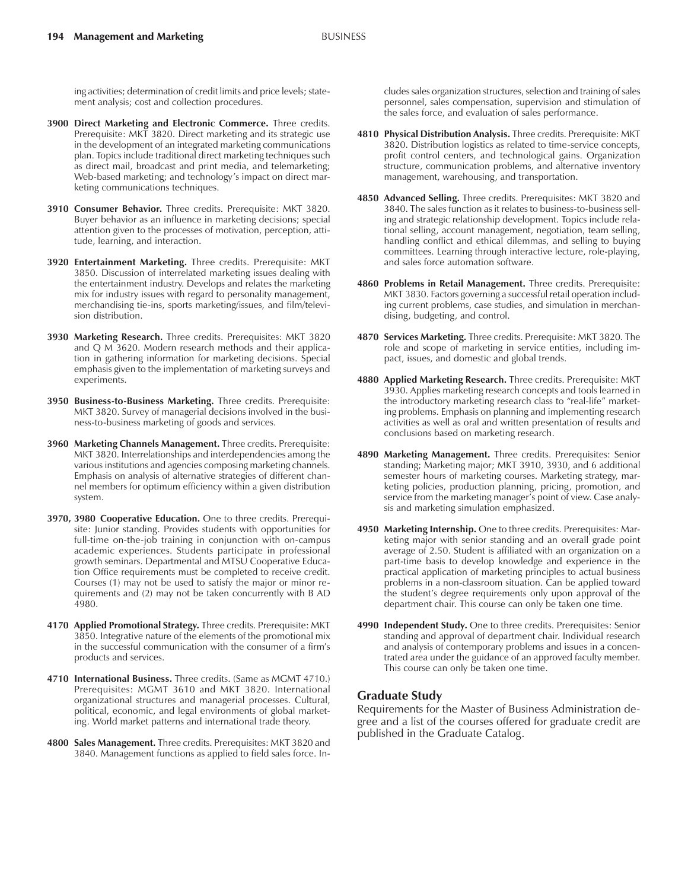ing activities; determination of credit limits and price levels; statement analysis; cost and collection procedures.

**3900 Direct Marketing and Electronic Commerce.** Three credits. Prerequisite: MKT 3820. Direct marketing and its strategic use in the development of an integrated marketing communications plan. Topics include traditional direct marketing techniques such as direct mail, broadcast and print media, and telemarketing; Web-based marketing; and technology's impact on direct marketing communications techniques.

**3910 Consumer Behavior.** Three credits. Prerequisite: MKT 3820. Buyer behavior as an influence in marketing decisions; special attention given to the processes of motivation, perception, attitude, learning, and interaction.

**3920 Entertainment Marketing.** Three credits. Prerequisite: MKT 3850. Discussion of interrelated marketing issues dealing with the entertainment industry. Develops and relates the marketing mix for industry issues with regard to personality management, merchandising tie-ins, sports marketing/issues, and film/television distribution.

**3930 Marketing Research.** Three credits. Prerequisites: MKT 3820 and Q M 3620. Modern research methods and their application in gathering information for marketing decisions. Special emphasis given to the implementation of marketing surveys and experiments.

**3950 Business-to-Business Marketing.** Three credits. Prerequisite: MKT 3820. Survey of managerial decisions involved in the business-to-business marketing of goods and services.

**3960 Marketing Channels Management.** Three credits. Prerequisite: MKT 3820. Interrelationships and interdependencies among the various institutions and agencies composing marketing channels. Emphasis on analysis of alternative strategies of different channel members for optimum efficiency within a given distribution system.

**3970, 3980 Cooperative Education.** One to three credits. Prerequisite: Junior standing. Provides students with opportunities for full-time on-the-job training in conjunction with on-campus academic experiences. Students participate in professional growth seminars. Departmental and MTSU Cooperative Education Office requirements must be completed to receive credit. Courses (1) may not be used to satisfy the major or minor requirements and (2) may not be taken concurrently with B AD 4980.

**4170 Applied Promotional Strategy.** Three credits. Prerequisite: MKT 3850. Integrative nature of the elements of the promotional mix in the successful communication with the consumer of a firm's products and services.

**4710 International Business.** Three credits. (Same as MGMT 4710.) Prerequisites: MGMT 3610 and MKT 3820. International organizational structures and managerial processes. Cultural, political, economic, and legal environments of global marketing. World market patterns and international trade theory.

**4800 Sales Management.** Three credits. Prerequisites: MKT 3820 and 3840. Management functions as applied to field sales force. Includes sales organization structures, selection and training of sales personnel, sales compensation, supervision and stimulation of the sales force, and evaluation of sales performance.

**4810 Physical Distribution Analysis.** Three credits. Prerequisite: MKT 3820. Distribution logistics as related to time-service concepts, profit control centers, and technological gains. Organization structure, communication problems, and alternative inventory management, warehousing, and transportation.

**4850 Advanced Selling.** Three credits. Prerequisites: MKT 3820 and 3840. The sales function as it relates to business-to-business selling and strategic relationship development. Topics include relational selling, account management, negotiation, team selling, handling conflict and ethical dilemmas, and selling to buying committees. Learning through interactive lecture, role-playing, and sales force automation software.

**4860 Problems in Retail Management.** Three credits. Prerequisite: MKT 3830. Factors governing a successful retail operation including current problems, case studies, and simulation in merchandising, budgeting, and control.

**4870 Services Marketing.** Three credits. Prerequisite: MKT 3820. The role and scope of marketing in service entities, including impact, issues, and domestic and global trends.

**4880 Applied Marketing Research.** Three credits. Prerequisite: MKT 3930. Applies marketing research concepts and tools learned in the introductory marketing research class to "real-life" marketing problems. Emphasis on planning and implementing research activities as well as oral and written presentation of results and conclusions based on marketing research.

**4890 Marketing Management.** Three credits. Prerequisites: Senior standing; Marketing major; MKT 3910, 3930, and 6 additional semester hours of marketing courses. Marketing strategy, marketing policies, production planning, pricing, promotion, and service from the marketing manager's point of view. Case analysis and marketing simulation emphasized.

**4950 Marketing Internship.** One to three credits. Prerequisites: Marketing major with senior standing and an overall grade point average of 2.50. Student is affiliated with an organization on a part-time basis to develop knowledge and experience in the practical application of marketing principles to actual business problems in a non-classroom situation. Can be applied toward the student's degree requirements only upon approval of the department chair. This course can only be taken one time.

**4990 Independent Study.** One to three credits. Prerequisites: Senior standing and approval of department chair. Individual research and analysis of contemporary problems and issues in a concentrated area under the guidance of an approved faculty member. This course can only be taken one time.

## Graduate Study

Requirements for the Master of Business Administration degree and a list of the courses offered for graduate credit are published in the Graduate Catalog.